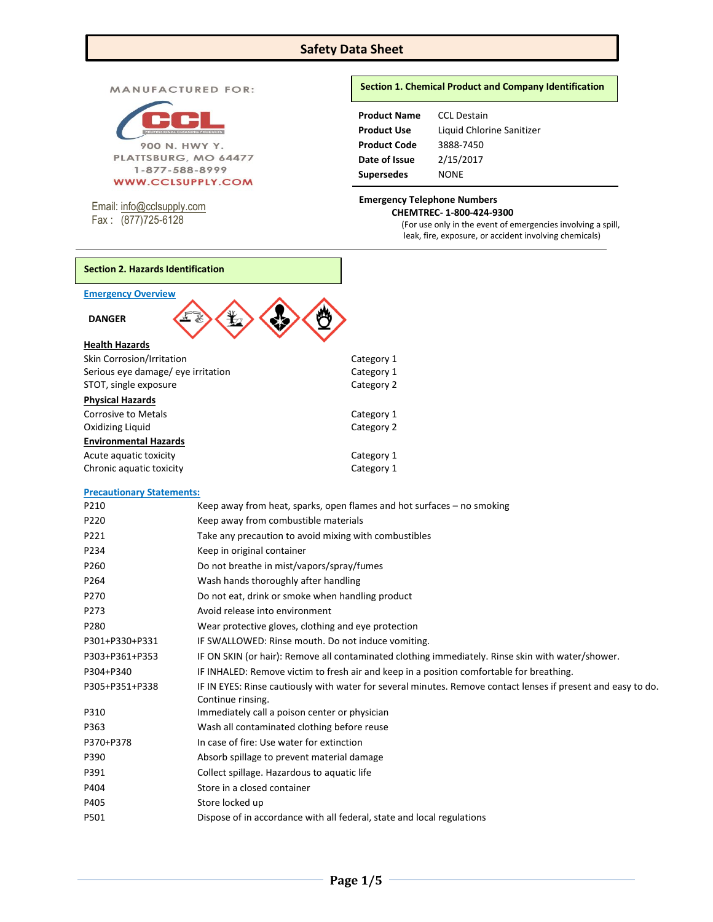# Safety Data Sheet

MANUFACTURED FOR:

CCL
900 N. HWY Y.
PLATTSBURG, MO 64477
1-877-588-8999
WWW.CCLSUPPLY.COM

Email: info@cclsupply.com
Fax : (877)725-6128

## Section 1. Chemical Product and Company Identification

| | |
|---|---|
| **Product Name** | CCL Destain |
| **Product Use** | Liquid Chlorine Sanitizer |
| **Product Code** | 3888-7450 |
| **Date of Issue** | 2/15/2017 |
| **Supersedes** | NONE |

**Emergency Telephone Numbers**

**CHEMTREC- 1-800-424-9300**

(For use only in the event of emergencies involving a spill, leak, fire, exposure, or accident involving chemicals)

## Section 2. Hazards Identification

**Emergency Overview**

**DANGER**

**Health Hazards**

| | |
|---|---|
| Skin Corrosion/Irritation | Category 1 |
| Serious eye damage/ eye irritation | Category 1 |
| STOT, single exposure | Category 2 |

**Physical Hazards**

| | |
|---|---|
| Corrosive to Metals | Category 1 |
| Oxidizing Liquid | Category 2 |

**Environmental Hazards**

| | |
|---|---|
| Acute aquatic toxicity | Category 1 |
| Chronic aquatic toxicity | Category 1 |

**Precautionary Statements:**

| | |
|---|---|
| P210 | Keep away from heat, sparks, open flames and hot surfaces – no smoking |
| P220 | Keep away from combustible materials |
| P221 | Take any precaution to avoid mixing with combustibles |
| P234 | Keep in original container |
| P260 | Do not breathe in mist/vapors/spray/fumes |
| P264 | Wash hands thoroughly after handling |
| P270 | Do not eat, drink or smoke when handling product |
| P273 | Avoid release into environment |
| P280 | Wear protective gloves, clothing and eye protection |
| P301+P330+P331 | IF SWALLOWED: Rinse mouth. Do not induce vomiting. |
| P303+P361+P353 | IF ON SKIN (or hair): Remove all contaminated clothing immediately. Rinse skin with water/shower. |
| P304+P340 | IF INHALED: Remove victim to fresh air and keep in a position comfortable for breathing. |
| P305+P351+P338 | IF IN EYES: Rinse cautiously with water for several minutes. Remove contact lenses if present and easy to do. Continue rinsing. |
| P310 | Immediately call a poison center or physician |
| P363 | Wash all contaminated clothing before reuse |
| P370+P378 | In case of fire: Use water for extinction |
| P390 | Absorb spillage to prevent material damage |
| P391 | Collect spillage. Hazardous to aquatic life |
| P404 | Store in a closed container |
| P405 | Store locked up |
| P501 | Dispose of in accordance with all federal, state and local regulations |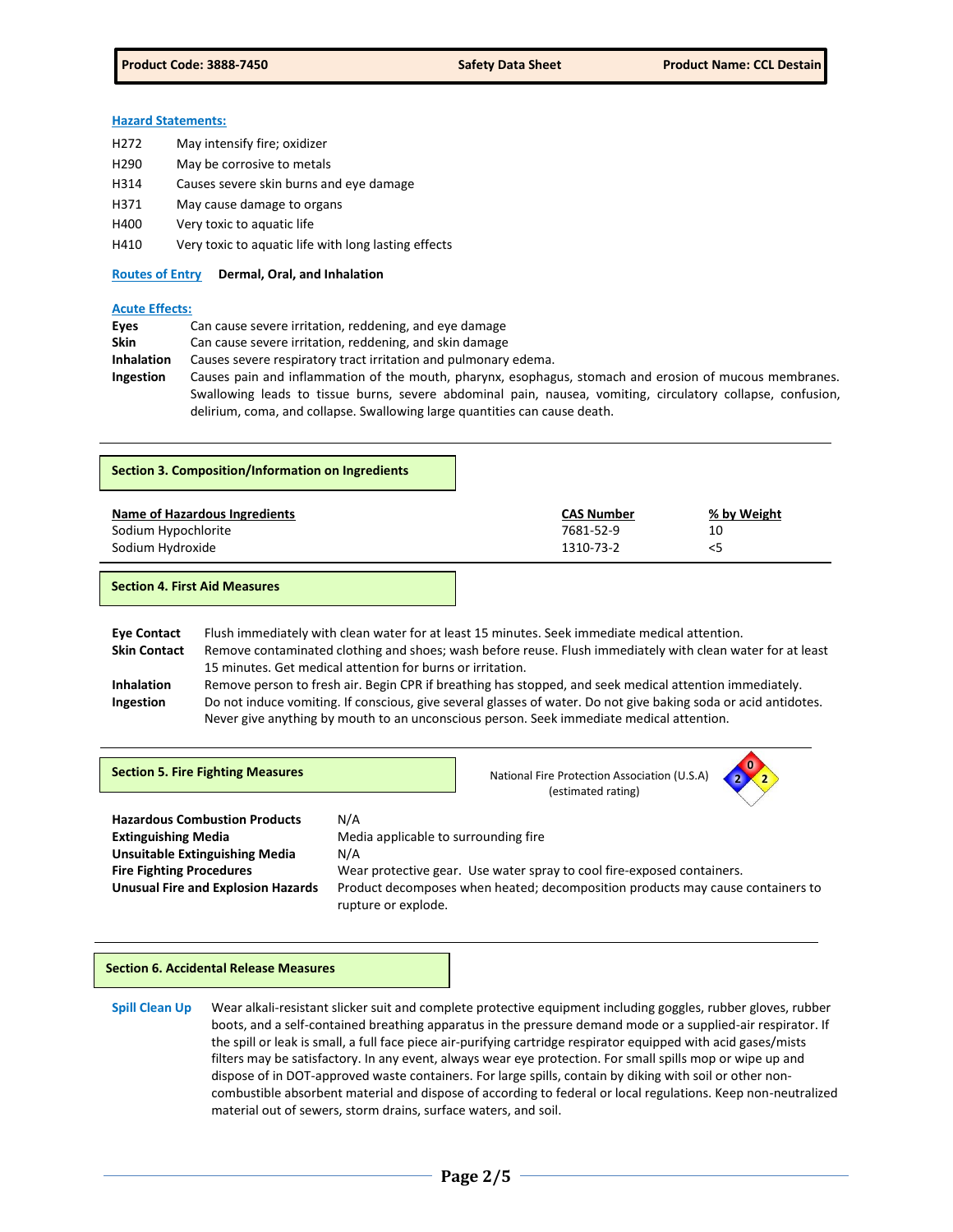**Hazard Statements:**

| | |
|---|---|
| H272 | May intensify fire; oxidizer |
| H290 | May be corrosive to metals |
| H314 | Causes severe skin burns and eye damage |
| H371 | May cause damage to organs |
| H400 | Very toxic to aquatic life |
| H410 | Very toxic to aquatic life with long lasting effects |

**Routes of Entry** **Dermal, Oral, and Inhalation**

**Acute Effects:**

**Eyes** Can cause severe irritation, reddening, and eye damage

**Skin** Can cause severe irritation, reddening, and skin damage

**Inhalation** Causes severe respiratory tract irritation and pulmonary edema.

**Ingestion** Causes pain and inflammation of the mouth, pharynx, esophagus, stomach and erosion of mucous membranes. Swallowing leads to tissue burns, severe abdominal pain, nausea, vomiting, circulatory collapse, confusion, delirium, coma, and collapse. Swallowing large quantities can cause death.

## Section 3. Composition/Information on Ingredients

| Name of Hazardous Ingredients | CAS Number | % by Weight |
|---|---|---|
| Sodium Hypochlorite | 7681-52-9 | 10 |
| Sodium Hydroxide | 1310-73-2 | <5 |

## Section 4. First Aid Measures

**Eye Contact** Flush immediately with clean water for at least 15 minutes. Seek immediate medical attention.

**Skin Contact** Remove contaminated clothing and shoes; wash before reuse. Flush immediately with clean water for at least 15 minutes. Get medical attention for burns or irritation.

**Inhalation** Remove person to fresh air. Begin CPR if breathing has stopped, and seek medical attention immediately.

**Ingestion** Do not induce vomiting. If conscious, give several glasses of water. Do not give baking soda or acid antidotes. Never give anything by mouth to an unconscious person. Seek immediate medical attention.

## Section 5. Fire Fighting Measures

National Fire Protection Association (U.S.A) (estimated rating): Health 2, Flammability 0, Instability 2

**Hazardous Combustion Products** N/A

**Extinguishing Media** Media applicable to surrounding fire

**Unsuitable Extinguishing Media** N/A

**Fire Fighting Procedures** Wear protective gear. Use water spray to cool fire-exposed containers.

**Unusual Fire and Explosion Hazards** Product decomposes when heated; decomposition products may cause containers to rupture or explode.

## Section 6. Accidental Release Measures

**Spill Clean Up** Wear alkali-resistant slicker suit and complete protective equipment including goggles, rubber gloves, rubber boots, and a self-contained breathing apparatus in the pressure demand mode or a supplied-air respirator. If the spill or leak is small, a full face piece air-purifying cartridge respirator equipped with acid gases/mists filters may be satisfactory. In any event, always wear eye protection. For small spills mop or wipe up and dispose of in DOT-approved waste containers. For large spills, contain by diking with soil or other non-combustible absorbent material and dispose of according to federal or local regulations. Keep non-neutralized material out of sewers, storm drains, surface waters, and soil.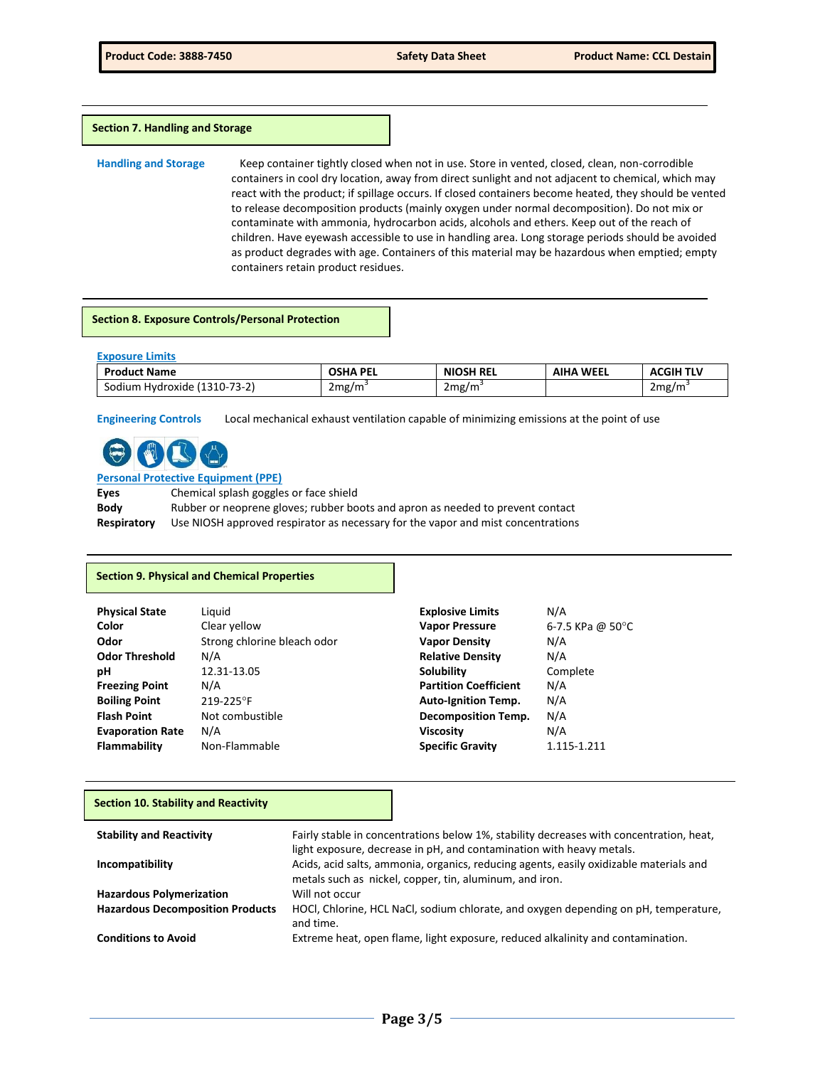## Section 7. Handling and Storage

**Handling and Storage** Keep container tightly closed when not in use. Store in vented, closed, clean, non-corrodible containers in cool dry location, away from direct sunlight and not adjacent to chemical, which may react with the product; if spillage occurs. If closed containers become heated, they should be vented to release decomposition products (mainly oxygen under normal decomposition). Do not mix or contaminate with ammonia, hydrocarbon acids, alcohols and ethers. Keep out of the reach of children. Have eyewash accessible to use in handling area. Long storage periods should be avoided as product degrades with age. Containers of this material may be hazardous when emptied; empty containers retain product residues.

## Section 8. Exposure Controls/Personal Protection

**Exposure Limits**

| Product Name | OSHA PEL | NIOSH REL | AIHA WEEL | ACGIH TLV |
|---|---|---|---|---|
| Sodium Hydroxide (1310-73-2) | 2mg/m$^3$ | 2mg/m$^3$ | | 2mg/m$^3$ |

**Engineering Controls** Local mechanical exhaust ventilation capable of minimizing emissions at the point of use

**Personal Protective Equipment (PPE)**

**Eyes** Chemical splash goggles or face shield
**Body** Rubber or neoprene gloves; rubber boots and apron as needed to prevent contact
**Respiratory** Use NIOSH approved respirator as necessary for the vapor and mist concentrations

## Section 9. Physical and Chemical Properties

| | | | |
|---|---|---|---|
| **Physical State** | Liquid | **Explosive Limits** | N/A |
| **Color** | Clear yellow | **Vapor Pressure** | 6-7.5 KPa @ 50°C |
| **Odor** | Strong chlorine bleach odor | **Vapor Density** | N/A |
| **Odor Threshold** | N/A | **Relative Density** | N/A |
| **pH** | 12.31-13.05 | **Solubility** | Complete |
| **Freezing Point** | N/A | **Partition Coefficient** | N/A |
| **Boiling Point** | 219-225°F | **Auto-Ignition Temp.** | N/A |
| **Flash Point** | Not combustible | **Decomposition Temp.** | N/A |
| **Evaporation Rate** | N/A | **Viscosity** | N/A |
| **Flammability** | Non-Flammable | **Specific Gravity** | 1.115-1.211 |

## Section 10. Stability and Reactivity

**Stability and Reactivity** Fairly stable in concentrations below 1%, stability decreases with concentration, heat, light exposure, decrease in pH, and contamination with heavy metals.

**Incompatibility** Acids, acid salts, ammonia, organics, reducing agents, easily oxidizable materials and metals such as nickel, copper, tin, aluminum, and iron.

**Hazardous Polymerization** Will not occur

**Hazardous Decomposition Products** HOCl, Chlorine, HCL NaCl, sodium chlorate, and oxygen depending on pH, temperature, and time.

**Conditions to Avoid** Extreme heat, open flame, light exposure, reduced alkalinity and contamination.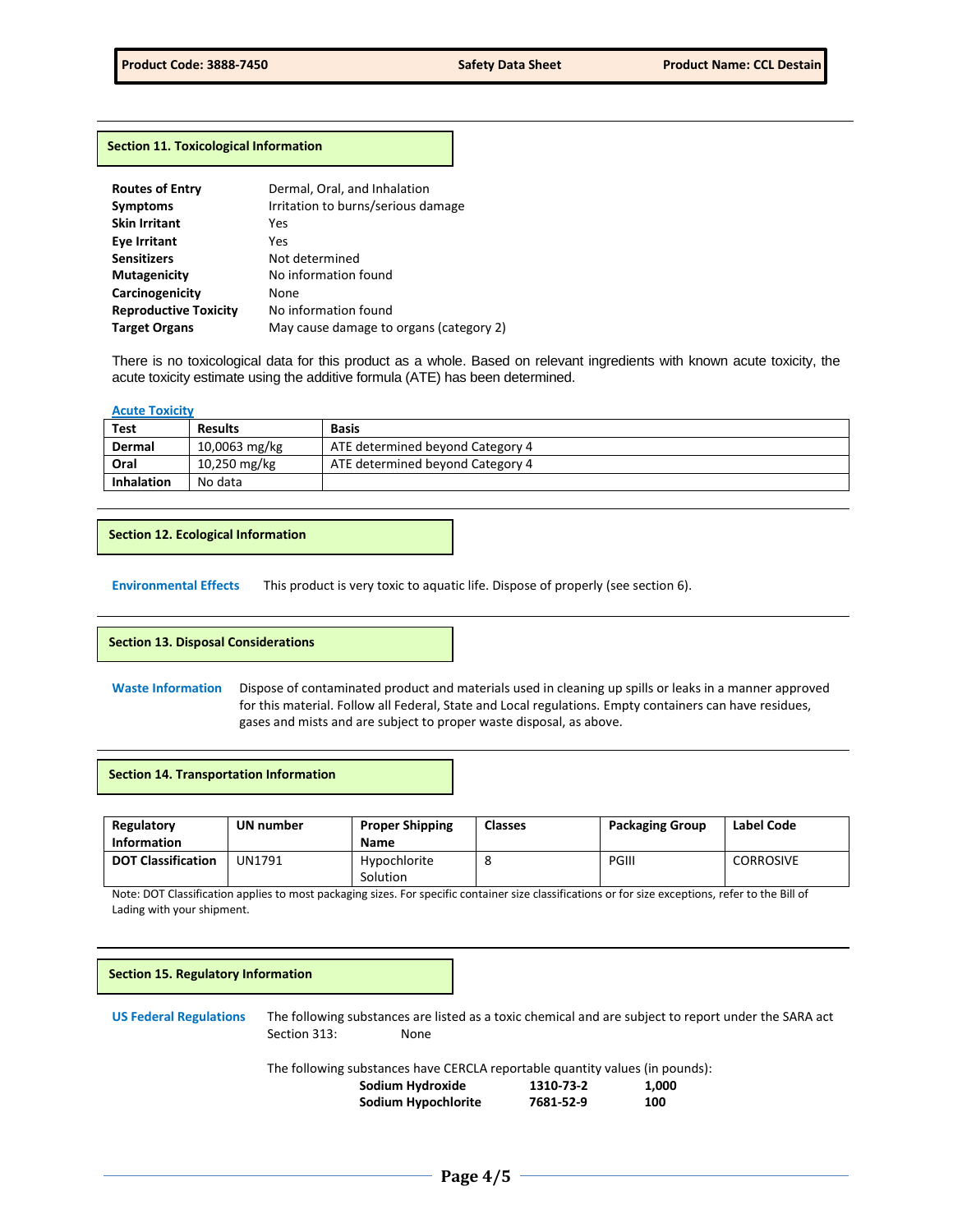## Section 11. Toxicological Information

| | |
|---|---|
| **Routes of Entry** | Dermal, Oral, and Inhalation |
| **Symptoms** | Irritation to burns/serious damage |
| **Skin Irritant** | Yes |
| **Eye Irritant** | Yes |
| **Sensitizers** | Not determined |
| **Mutagenicity** | No information found |
| **Carcinogenicity** | None |
| **Reproductive Toxicity** | No information found |
| **Target Organs** | May cause damage to organs (category 2) |

There is no toxicological data for this product as a whole. Based on relevant ingredients with known acute toxicity, the acute toxicity estimate using the additive formula (ATE) has been determined.

**Acute Toxicity**

| Test | Results | Basis |
|---|---|---|
| **Dermal** | 10,0063 mg/kg | ATE determined beyond Category 4 |
| **Oral** | 10,250 mg/kg | ATE determined beyond Category 4 |
| **Inhalation** | No data | |

## Section 12. Ecological Information

**Environmental Effects** This product is very toxic to aquatic life. Dispose of properly (see section 6).

## Section 13. Disposal Considerations

**Waste Information** Dispose of contaminated product and materials used in cleaning up spills or leaks in a manner approved for this material. Follow all Federal, State and Local regulations. Empty containers can have residues, gases and mists and are subject to proper waste disposal, as above.

## Section 14. Transportation Information

| Regulatory Information | UN number | Proper Shipping Name | Classes | Packaging Group | Label Code |
|---|---|---|---|---|---|
| **DOT Classification** | UN1791 | Hypochlorite Solution | 8 | PGIII | CORROSIVE |

Note: DOT Classification applies to most packaging sizes. For specific container size classifications or for size exceptions, refer to the Bill of Lading with your shipment.

## Section 15. Regulatory Information

**US Federal Regulations** The following substances are listed as a toxic chemical and are subject to report under the SARA act Section 313: None

The following substances have CERCLA reportable quantity values (in pounds):

| | | |
|---|---|---|
| **Sodium Hydroxide** | **1310-73-2** | **1,000** |
| **Sodium Hypochlorite** | **7681-52-9** | **100** |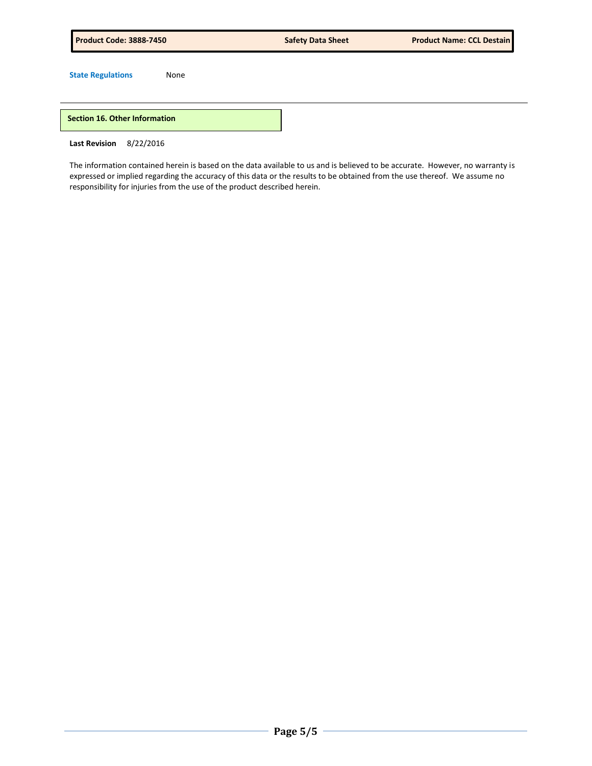**State Regulations** None

## Section 16. Other Information

**Last Revision** 8/22/2016

The information contained herein is based on the data available to us and is believed to be accurate. However, no warranty is expressed or implied regarding the accuracy of this data or the results to be obtained from the use thereof. We assume no responsibility for injuries from the use of the product described herein.